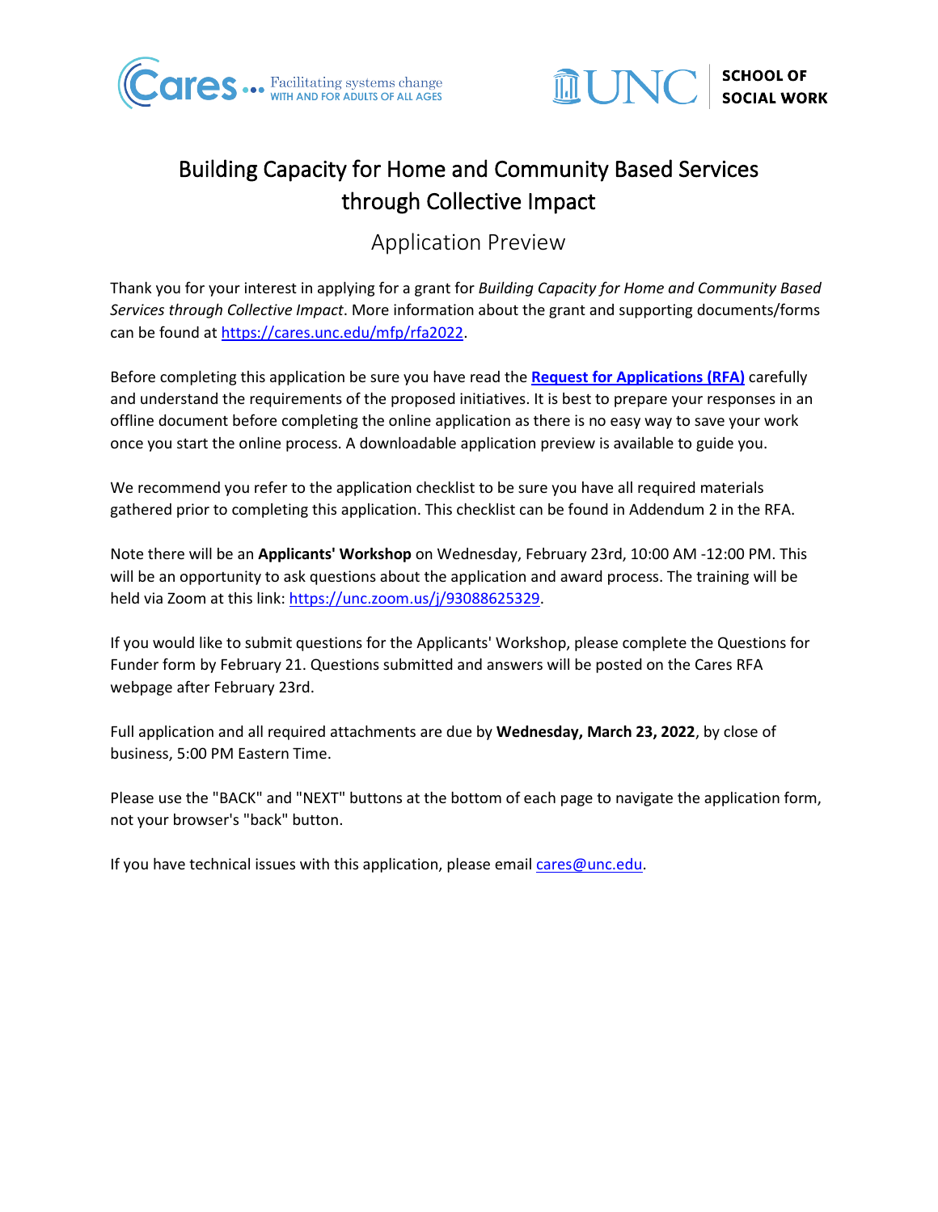Cares ... Facilitating systems change WITH AND FOR ADULTS OF ALL AGES

UNC SCHOOL OF SOCIAL WORK

# Building Capacity for Home and Community Based Services through Collective Impact

## Application Preview

Thank you for your interest in applying for a grant for *Building Capacity for Home and Community Based Services through Collective Impact*. More information about the grant and supporting documents/forms can be found at https://cares.unc.edu/mfp/rfa2022.

Before completing this application be sure you have read the **Request for Applications (RFA)** carefully and understand the requirements of the proposed initiatives. It is best to prepare your responses in an offline document before completing the online application as there is no easy way to save your work once you start the online process. A downloadable application preview is available to guide you.

We recommend you refer to the application checklist to be sure you have all required materials gathered prior to completing this application. This checklist can be found in Addendum 2 in the RFA.

Note there will be an **Applicants' Workshop** on Wednesday, February 23rd, 10:00 AM -12:00 PM. This will be an opportunity to ask questions about the application and award process. The training will be held via Zoom at this link: https://unc.zoom.us/j/93088625329.

If you would like to submit questions for the Applicants' Workshop, please complete the Questions for Funder form by February 21. Questions submitted and answers will be posted on the Cares RFA webpage after February 23rd.

Full application and all required attachments are due by **Wednesday, March 23, 2022**, by close of business, 5:00 PM Eastern Time.

Please use the "BACK" and "NEXT" buttons at the bottom of each page to navigate the application form, not your browser's "back" button.

If you have technical issues with this application, please email cares@unc.edu.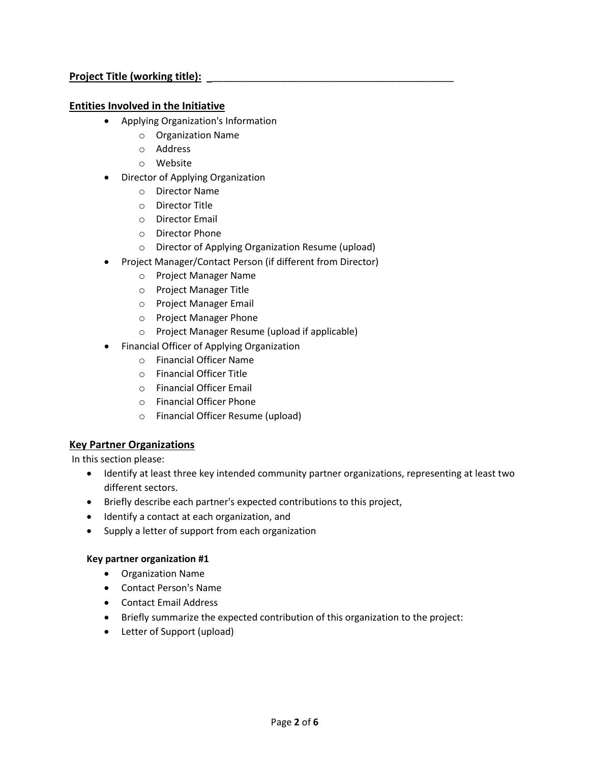**Project Title (working title):** _____________________________________________

## Entities Involved in the Initiative

- Applying Organization's Information
  - Organization Name
  - Address
  - Website
- Director of Applying Organization
  - Director Name
  - Director Title
  - Director Email
  - Director Phone
  - Director of Applying Organization Resume (upload)
- Project Manager/Contact Person (if different from Director)
  - Project Manager Name
  - Project Manager Title
  - Project Manager Email
  - Project Manager Phone
  - Project Manager Resume (upload if applicable)
- Financial Officer of Applying Organization
  - Financial Officer Name
  - Financial Officer Title
  - Financial Officer Email
  - Financial Officer Phone
  - Financial Officer Resume (upload)

## Key Partner Organizations

In this section please:

- Identify at least three key intended community partner organizations, representing at least two different sectors.
- Briefly describe each partner's expected contributions to this project,
- Identify a contact at each organization, and
- Supply a letter of support from each organization

### Key partner organization #1

- Organization Name
- Contact Person's Name
- Contact Email Address
- Briefly summarize the expected contribution of this organization to the project:
- Letter of Support (upload)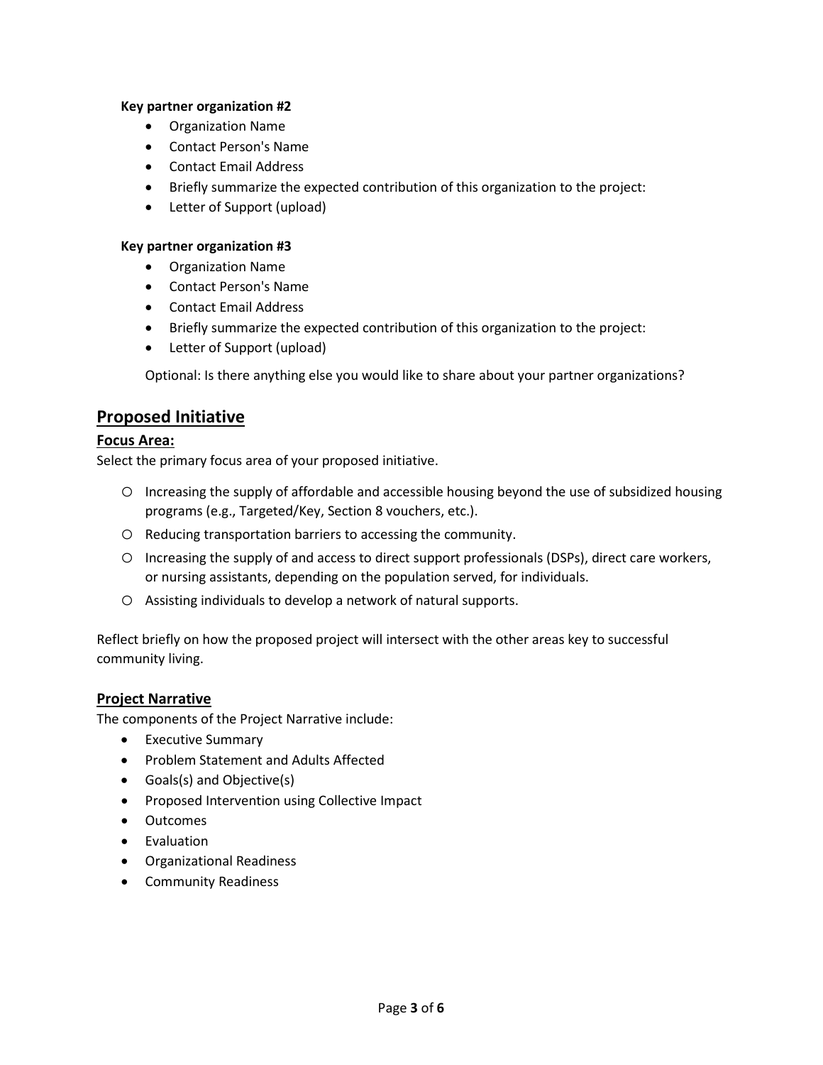**Key partner organization #2**

- Organization Name
- Contact Person's Name
- Contact Email Address
- Briefly summarize the expected contribution of this organization to the project:
- Letter of Support (upload)

**Key partner organization #3**

- Organization Name
- Contact Person's Name
- Contact Email Address
- Briefly summarize the expected contribution of this organization to the project:
- Letter of Support (upload)

Optional: Is there anything else you would like to share about your partner organizations?

## Proposed Initiative

### Focus Area:

Select the primary focus area of your proposed initiative.

- ○ Increasing the supply of affordable and accessible housing beyond the use of subsidized housing programs (e.g., Targeted/Key, Section 8 vouchers, etc.).
- ○ Reducing transportation barriers to accessing the community.
- ○ Increasing the supply of and access to direct support professionals (DSPs), direct care workers, or nursing assistants, depending on the population served, for individuals.
- ○ Assisting individuals to develop a network of natural supports.

Reflect briefly on how the proposed project will intersect with the other areas key to successful community living.

### Project Narrative

The components of the Project Narrative include:

- Executive Summary
- Problem Statement and Adults Affected
- Goals(s) and Objective(s)
- Proposed Intervention using Collective Impact
- Outcomes
- Evaluation
- Organizational Readiness
- Community Readiness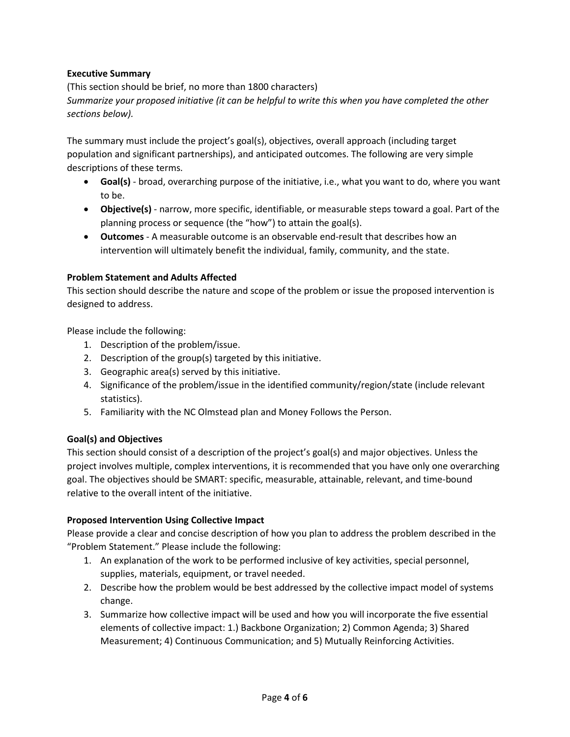**Executive Summary**

(This section should be brief, no more than 1800 characters)

*Summarize your proposed initiative (it can be helpful to write this when you have completed the other sections below).*

The summary must include the project's goal(s), objectives, overall approach (including target population and significant partnerships), and anticipated outcomes. The following are very simple descriptions of these terms.

- **Goal(s)** - broad, overarching purpose of the initiative, i.e., what you want to do, where you want to be.
- **Objective(s)** - narrow, more specific, identifiable, or measurable steps toward a goal. Part of the planning process or sequence (the "how") to attain the goal(s).
- **Outcomes** - A measurable outcome is an observable end-result that describes how an intervention will ultimately benefit the individual, family, community, and the state.

**Problem Statement and Adults Affected**

This section should describe the nature and scope of the problem or issue the proposed intervention is designed to address.

Please include the following:

1. Description of the problem/issue.
2. Description of the group(s) targeted by this initiative.
3. Geographic area(s) served by this initiative.
4. Significance of the problem/issue in the identified community/region/state (include relevant statistics).
5. Familiarity with the NC Olmstead plan and Money Follows the Person.

**Goal(s) and Objectives**

This section should consist of a description of the project's goal(s) and major objectives. Unless the project involves multiple, complex interventions, it is recommended that you have only one overarching goal. The objectives should be SMART: specific, measurable, attainable, relevant, and time-bound relative to the overall intent of the initiative.

**Proposed Intervention Using Collective Impact**

Please provide a clear and concise description of how you plan to address the problem described in the "Problem Statement." Please include the following:

1. An explanation of the work to be performed inclusive of key activities, special personnel, supplies, materials, equipment, or travel needed.
2. Describe how the problem would be best addressed by the collective impact model of systems change.
3. Summarize how collective impact will be used and how you will incorporate the five essential elements of collective impact: 1.) Backbone Organization; 2) Common Agenda; 3) Shared Measurement; 4) Continuous Communication; and 5) Mutually Reinforcing Activities.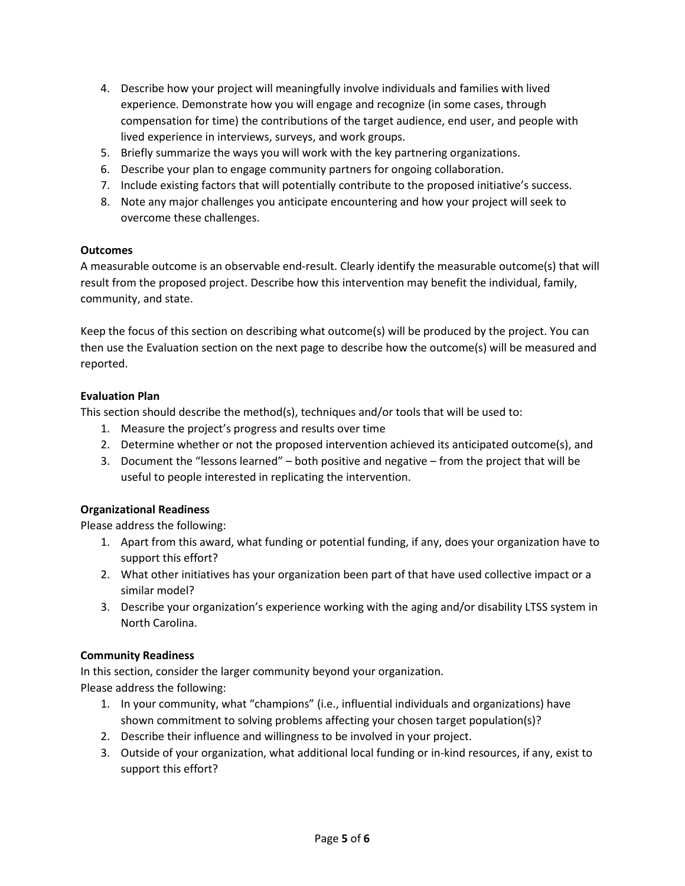4. Describe how your project will meaningfully involve individuals and families with lived experience. Demonstrate how you will engage and recognize (in some cases, through compensation for time) the contributions of the target audience, end user, and people with lived experience in interviews, surveys, and work groups.
5. Briefly summarize the ways you will work with the key partnering organizations.
6. Describe your plan to engage community partners for ongoing collaboration.
7. Include existing factors that will potentially contribute to the proposed initiative's success.
8. Note any major challenges you anticipate encountering and how your project will seek to overcome these challenges.

**Outcomes**

A measurable outcome is an observable end-result. Clearly identify the measurable outcome(s) that will result from the proposed project. Describe how this intervention may benefit the individual, family, community, and state.

Keep the focus of this section on describing what outcome(s) will be produced by the project. You can then use the Evaluation section on the next page to describe how the outcome(s) will be measured and reported.

**Evaluation Plan**

This section should describe the method(s), techniques and/or tools that will be used to:

1. Measure the project's progress and results over time
2. Determine whether or not the proposed intervention achieved its anticipated outcome(s), and
3. Document the "lessons learned" – both positive and negative – from the project that will be useful to people interested in replicating the intervention.

**Organizational Readiness**

Please address the following:

1. Apart from this award, what funding or potential funding, if any, does your organization have to support this effort?
2. What other initiatives has your organization been part of that have used collective impact or a similar model?
3. Describe your organization's experience working with the aging and/or disability LTSS system in North Carolina.

**Community Readiness**

In this section, consider the larger community beyond your organization.
Please address the following:

1. In your community, what "champions" (i.e., influential individuals and organizations) have shown commitment to solving problems affecting your chosen target population(s)?
2. Describe their influence and willingness to be involved in your project.
3. Outside of your organization, what additional local funding or in-kind resources, if any, exist to support this effort?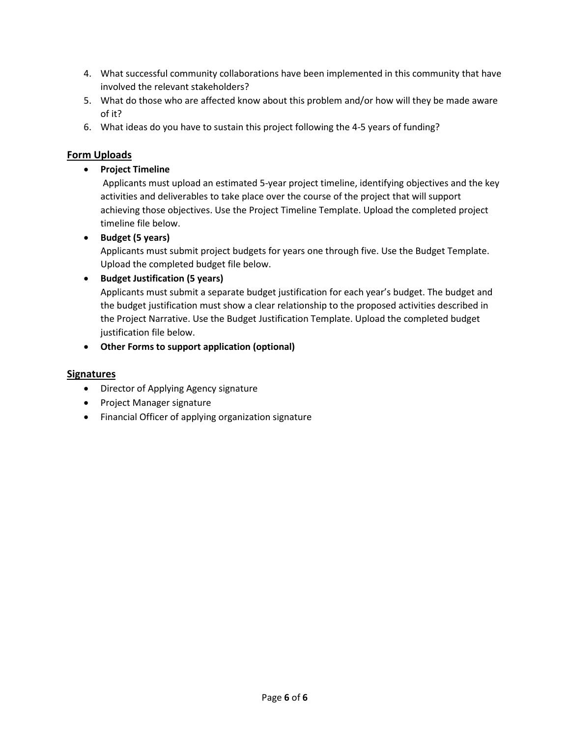4. What successful community collaborations have been implemented in this community that have involved the relevant stakeholders?
5. What do those who are affected know about this problem and/or how will they be made aware of it?
6. What ideas do you have to sustain this project following the 4-5 years of funding?

## Form Uploads

- **Project Timeline**
  Applicants must upload an estimated 5-year project timeline, identifying objectives and the key activities and deliverables to take place over the course of the project that will support achieving those objectives. Use the Project Timeline Template. Upload the completed project timeline file below.
- **Budget (5 years)**
  Applicants must submit project budgets for years one through five. Use the Budget Template. Upload the completed budget file below.
- **Budget Justification (5 years)**
  Applicants must submit a separate budget justification for each year's budget. The budget and the budget justification must show a clear relationship to the proposed activities described in the Project Narrative. Use the Budget Justification Template. Upload the completed budget justification file below.
- **Other Forms to support application (optional)**

## Signatures

- Director of Applying Agency signature
- Project Manager signature
- Financial Officer of applying organization signature